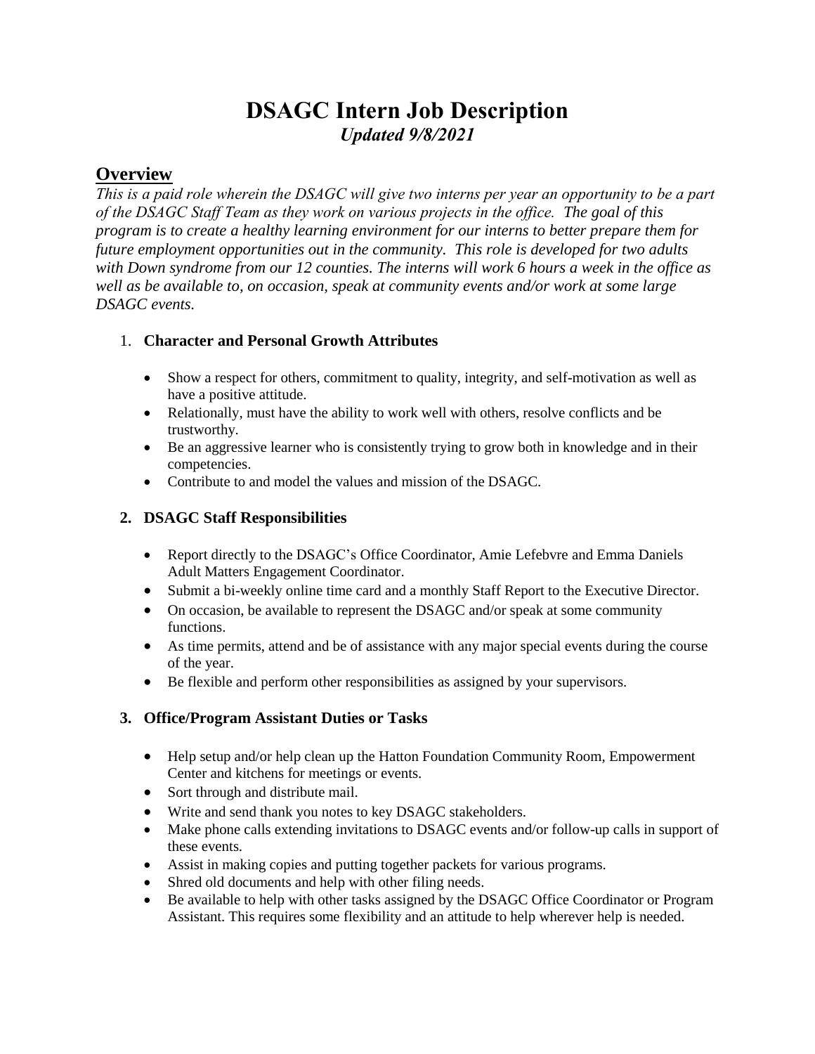# DSAGC Intern Job Description

***Updated 9/8/2021***

## Overview

*This is a paid role wherein the DSAGC will give two interns per year an opportunity to be a part of the DSAGC Staff Team as they work on various projects in the office. The goal of this program is to create a healthy learning environment for our interns to better prepare them for future employment opportunities out in the community. This role is developed for two adults with Down syndrome from our 12 counties. The interns will work 6 hours a week in the office as well as be available to, on occasion, speak at community events and/or work at some large DSAGC events.*

1. **Character and Personal Growth Attributes**

- Show a respect for others, commitment to quality, integrity, and self-motivation as well as have a positive attitude.
- Relationally, must have the ability to work well with others, resolve conflicts and be trustworthy.
- Be an aggressive learner who is consistently trying to grow both in knowledge and in their competencies.
- Contribute to and model the values and mission of the DSAGC.

2. **DSAGC Staff Responsibilities**

- Report directly to the DSAGC's Office Coordinator, Amie Lefebvre and Emma Daniels Adult Matters Engagement Coordinator.
- Submit a bi-weekly online time card and a monthly Staff Report to the Executive Director.
- On occasion, be available to represent the DSAGC and/or speak at some community functions.
- As time permits, attend and be of assistance with any major special events during the course of the year.
- Be flexible and perform other responsibilities as assigned by your supervisors.

3. **Office/Program Assistant Duties or Tasks**

- Help setup and/or help clean up the Hatton Foundation Community Room, Empowerment Center and kitchens for meetings or events.
- Sort through and distribute mail.
- Write and send thank you notes to key DSAGC stakeholders.
- Make phone calls extending invitations to DSAGC events and/or follow-up calls in support of these events.
- Assist in making copies and putting together packets for various programs.
- Shred old documents and help with other filing needs.
- Be available to help with other tasks assigned by the DSAGC Office Coordinator or Program Assistant. This requires some flexibility and an attitude to help wherever help is needed.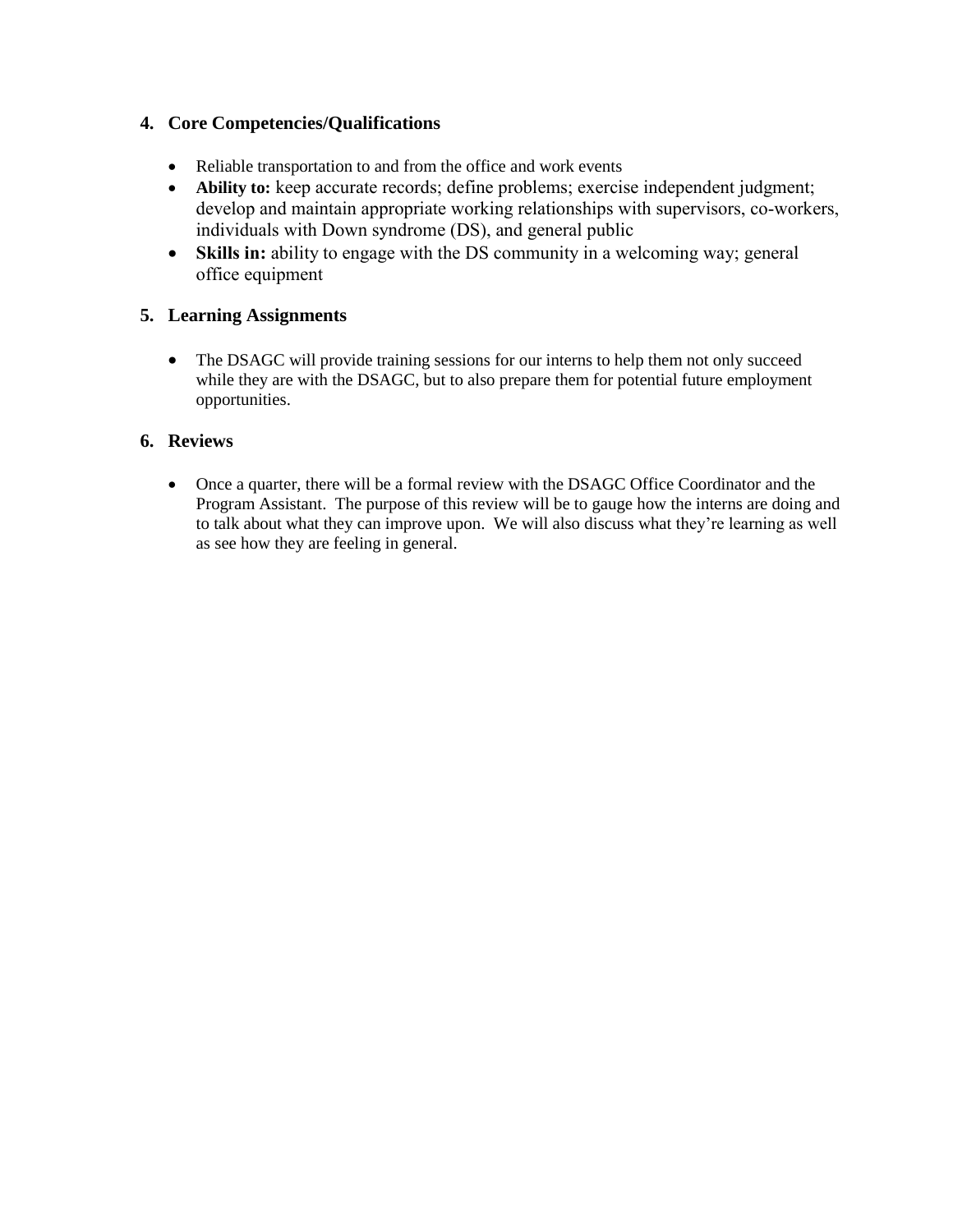## 4. Core Competencies/Qualifications

- Reliable transportation to and from the office and work events
- **Ability to:** keep accurate records; define problems; exercise independent judgment; develop and maintain appropriate working relationships with supervisors, co-workers, individuals with Down syndrome (DS), and general public
- **Skills in:** ability to engage with the DS community in a welcoming way; general office equipment

## 5. Learning Assignments

- The DSAGC will provide training sessions for our interns to help them not only succeed while they are with the DSAGC, but to also prepare them for potential future employment opportunities.

## 6. Reviews

- Once a quarter, there will be a formal review with the DSAGC Office Coordinator and the Program Assistant. The purpose of this review will be to gauge how the interns are doing and to talk about what they can improve upon. We will also discuss what they're learning as well as see how they are feeling in general.